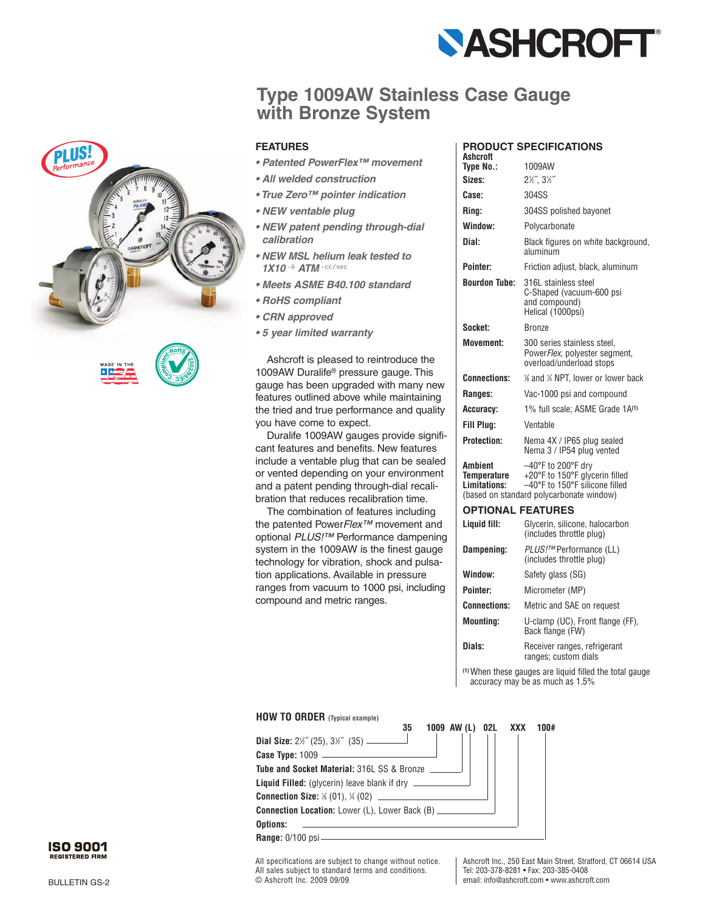# Type 1009AW Stainless Case Gauge with Bronze System

## FEATURES

- *Patented PowerFlex™ movement*
- *All welded construction*
- *True Zero™ pointer indication*
- *NEW ventable plug*
- *NEW patent pending through-dial calibration*
- *NEW MSL helium leak tested to $1X10^{-6}$ ATM $^{-cc/sec}$*
- *Meets ASME B40.100 standard*
- *RoHS compliant*
- *CRN approved*
- *5 year limited warranty*

Ashcroft is pleased to reintroduce the 1009AW Duralife® pressure gauge. This gauge has been upgraded with many new features outlined above while maintaining the tried and true performance and quality you have come to expect.

Duralife 1009AW gauges provide significant features and benefits. New features include a ventable plug that can be sealed or vented depending on your environment and a patent pending through-dial recalibration that reduces recalibration time.

The combination of features including the patented Power*Flex™* movement and optional *PLUS!™* Performance dampening system in the 1009AW is the finest gauge technology for vibration, shock and pulsation applications. Available in pressure ranges from vacuum to 1000 psi, including compound and metric ranges.

## PRODUCT SPECIFICATIONS

| | |
|---|---|
| **Ashcroft Type No.:** | 1009AW |
| **Sizes:** | 2½˝, 3½˝ |
| **Case:** | 304SS |
| **Ring:** | 304SS polished bayonet |
| **Window:** | Polycarbonate |
| **Dial:** | Black figures on white background, aluminum |
| **Pointer:** | Friction adjust, black, aluminum |
| **Bourdon Tube:** | 316L stainless steel C-Shaped (vacuum-600 psi and compound) Helical (1000psi) |
| **Socket:** | Bronze |
| **Movement:** | 300 series stainless steel, Power*Flex*, polyester segment, overload/underload stops |
| **Connections:** | ⅛ and ¼ NPT, lower or lower back |
| **Ranges:** | Vac-1000 psi and compound |
| **Accuracy:** | 1% full scale; ASME Grade 1A[1] |
| **Fill Plug:** | Ventable |
| **Protection:** | Nema 4X / IP65 plug sealed Nema 3 / IP54 plug vented |
| **Ambient Temperature Limitations:** | –40°F to 200°F dry; +20°F to 150°F glycerin filled; –40°F to 150°F silicone filled (based on standard polycarbonate window) |

## OPTIONAL FEATURES

| | |
|---|---|
| **Liquid fill:** | Glycerin, silicone, halocarbon (includes throttle plug) |
| **Dampening:** | *PLUS!™* Performance (LL) (includes throttle plug) |
| **Window:** | Safety glass (SG) |
| **Pointer:** | Micrometer (MP) |
| **Connections:** | Metric and SAE on request |
| **Mounting:** | U-clamp (UC), Front flange (FF), Back flange (FW) |
| **Dials:** | Receiver ranges, refrigerant ranges; custom dials |

[1] When these gauges are liquid filled the total gauge accuracy may be as much as 1.5%

## HOW TO ORDER (Typical example)

**35 1009 AW (L) 02L XXX 100#**

- **Dial Size:** 2½˝ (25), 3½˝ (35)
- **Case Type:** 1009
- **Tube and Socket Material:** 316L SS & Bronze
- **Liquid Filled:** (glycerin) leave blank if dry
- **Connection Size:** ⅛ (01), ¼ (02)
- **Connection Location:** Lower (L), Lower Back (B)
- **Options:**
- **Range:** 0/100 psi

ISO 9001 REGISTERED FIRM

BULLETIN GS-2

All specifications are subject to change without notice.
All sales subject to standard terms and conditions.
© Ashcroft Inc. 2009 09/09

Ashcroft Inc., 250 East Main Street, Stratford, CT 06614 USA
Tel: 203-378-8281 • Fax: 203-385-0408
email: info@ashcroft.com • www.ashcroft.com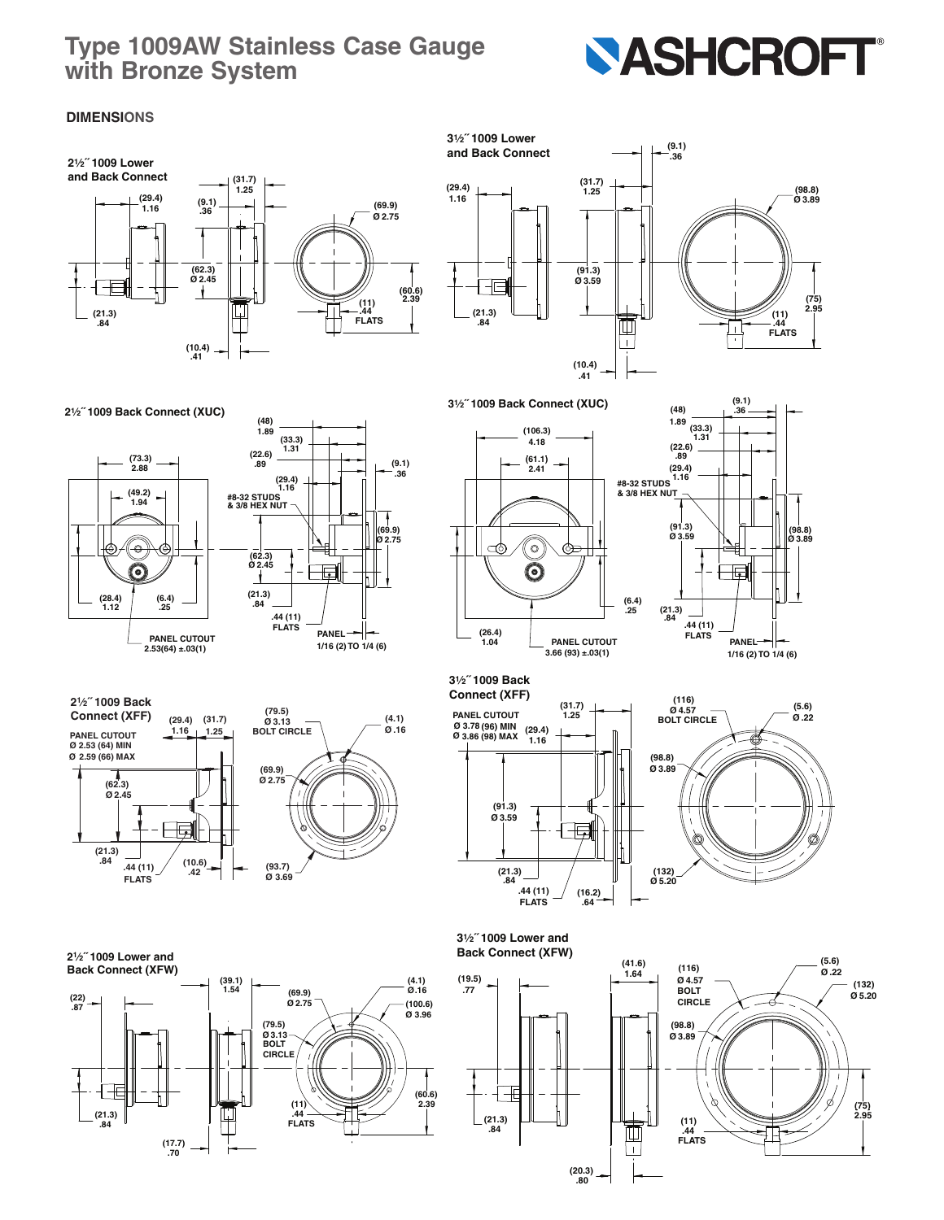# Type 1009AW Stainless Case Gauge with Bronze System

ASHCROFT®

## DIMENSIONS

### 2½˝ 1009 Lower and Back Connect

(29.4) 1.16
(31.7) 1.25
(9.1) .36
(69.9) Ø 2.75
(62.3) Ø 2.45
(60.6) 2.39
(11) .44 FLATS
(21.3) .84
(10.4) .41

### 3½˝ 1009 Lower and Back Connect

(9.1) .36
(29.4) 1.16
(31.7) 1.25
(98.8) Ø 3.89
(91.3) Ø 3.59
(75) 2.95
(11) .44 FLATS
(21.3) .84
(10.4) .41

### 2½˝ 1009 Back Connect (XUC)

(48) 1.89
(33.3) 1.31
(22.6) .89
(9.1) .36
(73.3) 2.88
(29.4) 1.16
#8-32 STUDS & 3/8 HEX NUT
(49.2) 1.94
(69.9) Ø 2.75
(62.3) Ø 2.45
(21.3) .84
(28.4) 1.12
(6.4) .25
.44 (11) FLATS
PANEL CUTOUT 2.53(64) ±.03(1)
PANEL 1/16 (2) TO 1/4 (6)

### 3½˝ 1009 Back Connect (XUC)

(9.1) .36
(48) 1.89
(33.3) 1.31
(106.3) 4.18
(22.6) .89
(61.1) 2.41
(29.4) 1.16
#8-32 STUDS & 3/8 HEX NUT
(91.3) Ø 3.59
(98.8) Ø 3.89
(6.4) .25
(21.3) .84
.44 (11) FLATS
(26.4) 1.04
PANEL CUTOUT 3.66 (93) ±.03(1)
PANEL 1/16 (2) TO 1/4 (6)

### 2½˝ 1009 Back Connect (XFF)

PANEL CUTOUT Ø 2.53 (64) MIN Ø 2.59 (66) MAX
(29.4) 1.16
(31.7) 1.25
(79.5) Ø 3.13 BOLT CIRCLE
(4.1) Ø .16
(69.9) Ø 2.75
(62.3) Ø 2.45
(21.3) .84
.44 (11) FLATS
(10.6) .42
(93.7) Ø 3.69

### 3½˝ 1009 Back Connect (XFF)

PANEL CUTOUT Ø 3.78 (96) MIN Ø 3.86 (98) MAX
(31.7) 1.25
(29.4) 1.16
(116) Ø 4.57 BOLT CIRCLE
(5.6) Ø .22
(98.8) Ø 3.89
(91.3) Ø 3.59
(21.3) .84
.44 (11) FLATS
(16.2) .64
(132) Ø 5.20

### 2½˝ 1009 Lower and Back Connect (XFW)

(22) .87
(39.1) 1.54
(4.1) Ø .16
(69.9) Ø 2.75
(100.6) Ø 3.96
(79.5) Ø 3.13 BOLT CIRCLE
(60.6) 2.39
(11) .44 FLATS
(21.3) .84
(17.7) .70

### 3½˝ 1009 Lower and Back Connect (XFW)

(19.5) .77
(41.6) 1.64
(116) Ø 4.57 BOLT CIRCLE
(5.6) Ø .22
(132) Ø 5.20
(98.8) Ø 3.89
(75) 2.95
(11) .44 FLATS
(21.3) .84
(20.3) .80